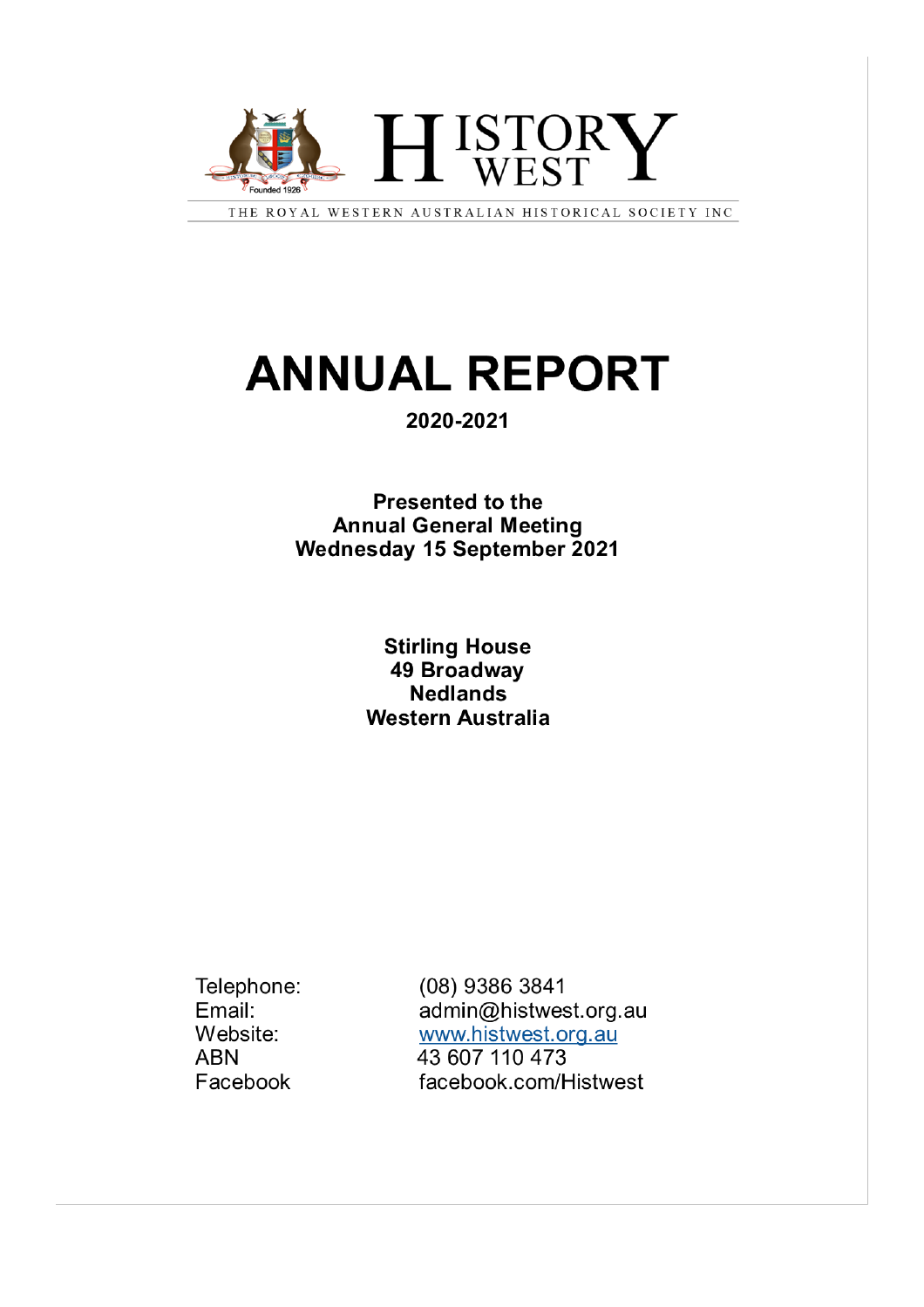# HISTORY WEST

THE ROYAL WESTERN AUSTRALIAN HISTORICAL SOCIETY INC

# ANNUAL REPORT

**2020-2021**

**Presented to the**
**Annual General Meeting**
**Wednesday 15 September 2021**

**Stirling House**
**49 Broadway**
**Nedlands**
**Western Australia**

| | |
|---|---|
| Telephone: | (08) 9386 3841 |
| Email: | admin@histwest.org.au |
| Website: | www.histwest.org.au |
| ABN | 43 607 110 473 |
| Facebook | facebook.com/Histwest |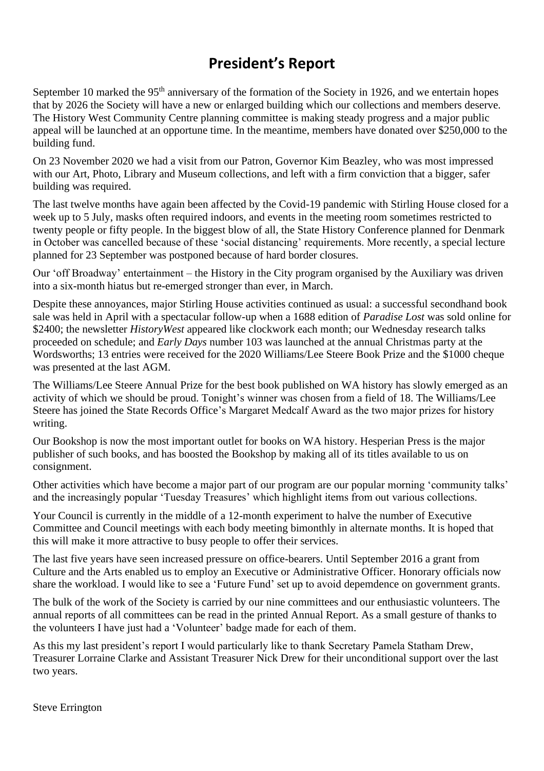# President's Report

September 10 marked the 95th anniversary of the formation of the Society in 1926, and we entertain hopes that by 2026 the Society will have a new or enlarged building which our collections and members deserve. The History West Community Centre planning committee is making steady progress and a major public appeal will be launched at an opportune time. In the meantime, members have donated over $250,000 to the building fund.

On 23 November 2020 we had a visit from our Patron, Governor Kim Beazley, who was most impressed with our Art, Photo, Library and Museum collections, and left with a firm conviction that a bigger, safer building was required.

The last twelve months have again been affected by the Covid-19 pandemic with Stirling House closed for a week up to 5 July, masks often required indoors, and events in the meeting room sometimes restricted to twenty people or fifty people. In the biggest blow of all, the State History Conference planned for Denmark in October was cancelled because of these 'social distancing' requirements. More recently, a special lecture planned for 23 September was postponed because of hard border closures.

Our 'off Broadway' entertainment – the History in the City program organised by the Auxiliary was driven into a six-month hiatus but re-emerged stronger than ever, in March.

Despite these annoyances, major Stirling House activities continued as usual: a successful secondhand book sale was held in April with a spectacular follow-up when a 1688 edition of *Paradise Lost* was sold online for $2400; the newsletter *HistoryWest* appeared like clockwork each month; our Wednesday research talks proceeded on schedule; and *Early Days* number 103 was launched at the annual Christmas party at the Wordsworths; 13 entries were received for the 2020 Williams/Lee Steere Book Prize and the $1000 cheque was presented at the last AGM.

The Williams/Lee Steere Annual Prize for the best book published on WA history has slowly emerged as an activity of which we should be proud. Tonight's winner was chosen from a field of 18. The Williams/Lee Steere has joined the State Records Office's Margaret Medcalf Award as the two major prizes for history writing.

Our Bookshop is now the most important outlet for books on WA history. Hesperian Press is the major publisher of such books, and has boosted the Bookshop by making all of its titles available to us on consignment.

Other activities which have become a major part of our program are our popular morning 'community talks' and the increasingly popular 'Tuesday Treasures' which highlight items from out various collections.

Your Council is currently in the middle of a 12-month experiment to halve the number of Executive Committee and Council meetings with each body meeting bimonthly in alternate months. It is hoped that this will make it more attractive to busy people to offer their services.

The last five years have seen increased pressure on office-bearers. Until September 2016 a grant from Culture and the Arts enabled us to employ an Executive or Administrative Officer. Honorary officials now share the workload. I would like to see a 'Future Fund' set up to avoid depemdence on government grants.

The bulk of the work of the Society is carried by our nine committees and our enthusiastic volunteers. The annual reports of all committees can be read in the printed Annual Report. As a small gesture of thanks to the volunteers I have just had a 'Volunteer' badge made for each of them.

As this my last president's report I would particularly like to thank Secretary Pamela Statham Drew, Treasurer Lorraine Clarke and Assistant Treasurer Nick Drew for their unconditional support over the last two years.

Steve Errington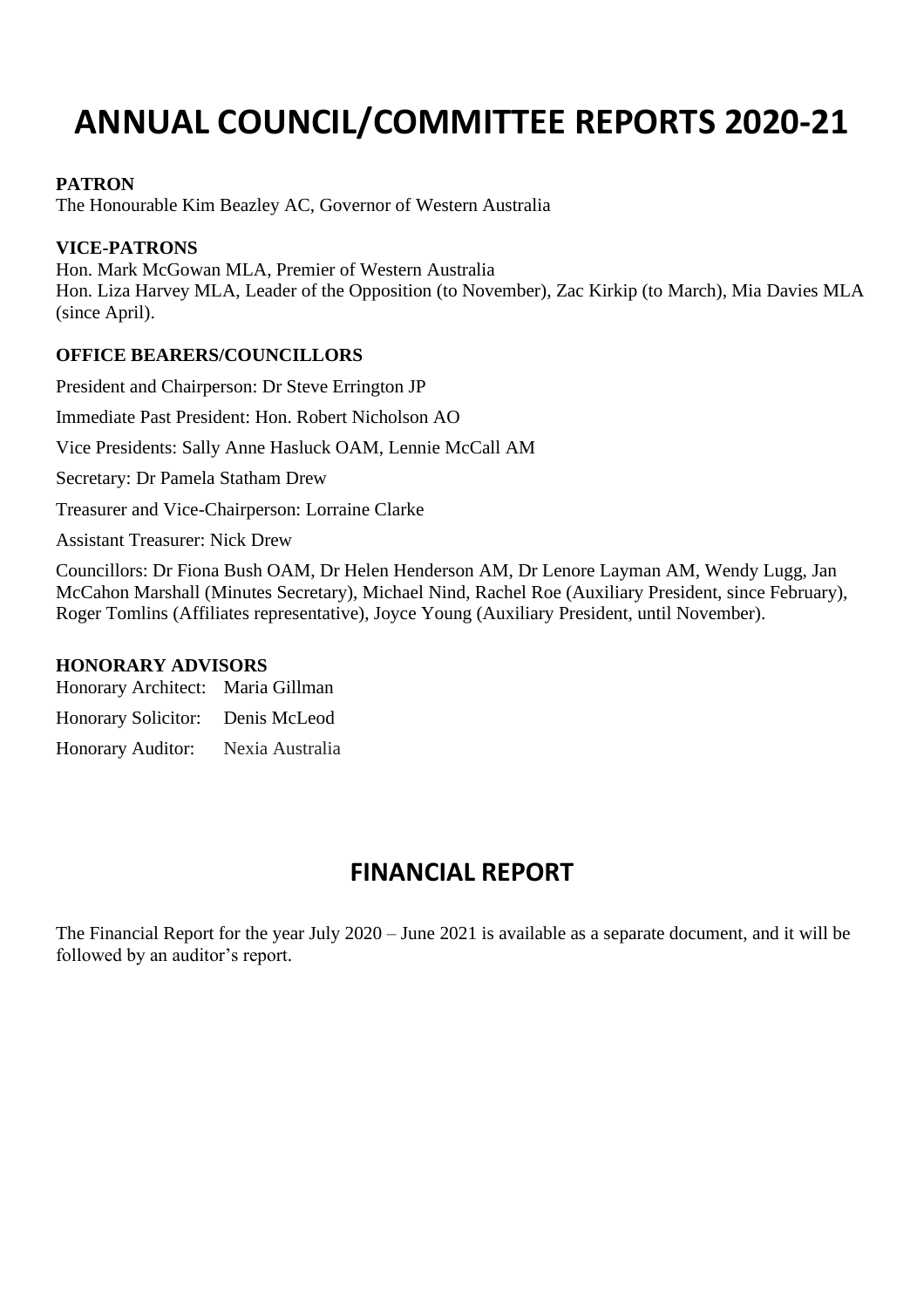# ANNUAL COUNCIL/COMMITTEE REPORTS 2020-21

### PATRON

The Honourable Kim Beazley AC, Governor of Western Australia

### VICE-PATRONS

Hon. Mark McGowan MLA, Premier of Western Australia
Hon. Liza Harvey MLA, Leader of the Opposition (to November), Zac Kirkip (to March), Mia Davies MLA (since April).

### OFFICE BEARERS/COUNCILLORS

President and Chairperson: Dr Steve Errington JP

Immediate Past President: Hon. Robert Nicholson AO

Vice Presidents: Sally Anne Hasluck OAM, Lennie McCall AM

Secretary: Dr Pamela Statham Drew

Treasurer and Vice-Chairperson: Lorraine Clarke

Assistant Treasurer: Nick Drew

Councillors: Dr Fiona Bush OAM, Dr Helen Henderson AM, Dr Lenore Layman AM, Wendy Lugg, Jan McCahon Marshall (Minutes Secretary), Michael Nind, Rachel Roe (Auxiliary President, since February), Roger Tomlins (Affiliates representative), Joyce Young (Auxiliary President, until November).

### HONORARY ADVISORS

Honorary Architect: Maria Gillman

Honorary Solicitor: Denis McLeod

Honorary Auditor: Nexia Australia

## FINANCIAL REPORT

The Financial Report for the year July 2020 – June 2021 is available as a separate document, and it will be followed by an auditor's report.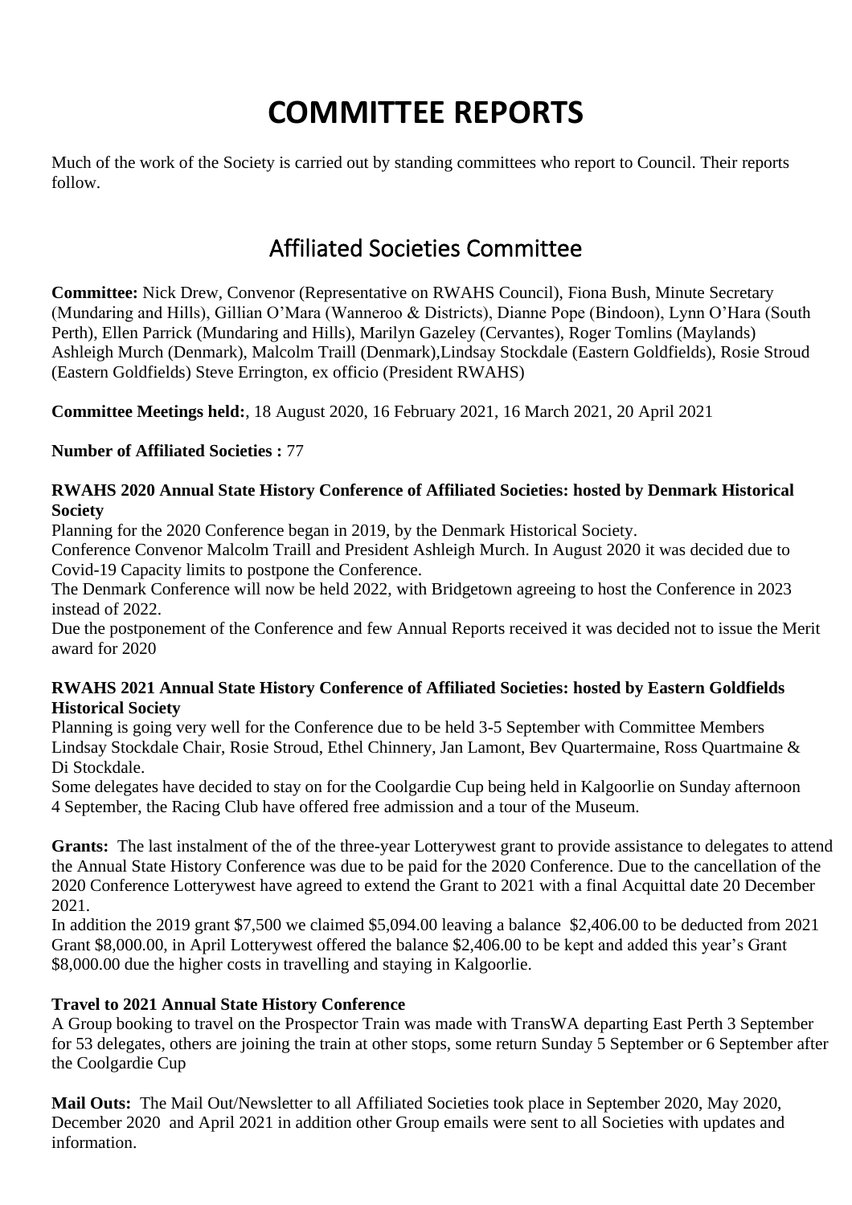# COMMITTEE REPORTS

Much of the work of the Society is carried out by standing committees who report to Council. Their reports follow.

## Affiliated Societies Committee

**Committee:** Nick Drew, Convenor (Representative on RWAHS Council), Fiona Bush, Minute Secretary (Mundaring and Hills), Gillian O'Mara (Wanneroo & Districts), Dianne Pope (Bindoon), Lynn O'Hara (South Perth), Ellen Parrick (Mundaring and Hills), Marilyn Gazeley (Cervantes), Roger Tomlins (Maylands) Ashleigh Murch (Denmark), Malcolm Traill (Denmark),Lindsay Stockdale (Eastern Goldfields), Rosie Stroud (Eastern Goldfields) Steve Errington, ex officio (President RWAHS)

**Committee Meetings held:**, 18 August 2020, 16 February 2021, 16 March 2021, 20 April 2021

**Number of Affiliated Societies :** 77

**RWAHS 2020 Annual State History Conference of Affiliated Societies: hosted by Denmark Historical Society**

Planning for the 2020 Conference began in 2019, by the Denmark Historical Society.
Conference Convenor Malcolm Traill and President Ashleigh Murch. In August 2020 it was decided due to Covid-19 Capacity limits to postpone the Conference.
The Denmark Conference will now be held 2022, with Bridgetown agreeing to host the Conference in 2023 instead of 2022.
Due the postponement of the Conference and few Annual Reports received it was decided not to issue the Merit award for 2020

**RWAHS 2021 Annual State History Conference of Affiliated Societies: hosted by Eastern Goldfields Historical Society**

Planning is going very well for the Conference due to be held 3-5 September with Committee Members Lindsay Stockdale Chair, Rosie Stroud, Ethel Chinnery, Jan Lamont, Bev Quartermaine, Ross Quartmaine & Di Stockdale.
Some delegates have decided to stay on for the Coolgardie Cup being held in Kalgoorlie on Sunday afternoon 4 September, the Racing Club have offered free admission and a tour of the Museum.

**Grants:** The last instalment of the of the three-year Lotterywest grant to provide assistance to delegates to attend the Annual State History Conference was due to be paid for the 2020 Conference. Due to the cancellation of the 2020 Conference Lotterywest have agreed to extend the Grant to 2021 with a final Acquittal date 20 December 2021.
In addition the 2019 grant $7,500 we claimed $5,094.00 leaving a balance $2,406.00 to be deducted from 2021 Grant $8,000.00, in April Lotterywest offered the balance $2,406.00 to be kept and added this year's Grant $8,000.00 due the higher costs in travelling and staying in Kalgoorlie.

**Travel to 2021 Annual State History Conference**

A Group booking to travel on the Prospector Train was made with TransWA departing East Perth 3 September for 53 delegates, others are joining the train at other stops, some return Sunday 5 September or 6 September after the Coolgardie Cup

**Mail Outs:** The Mail Out/Newsletter to all Affiliated Societies took place in September 2020, May 2020, December 2020 and April 2021 in addition other Group emails were sent to all Societies with updates and information.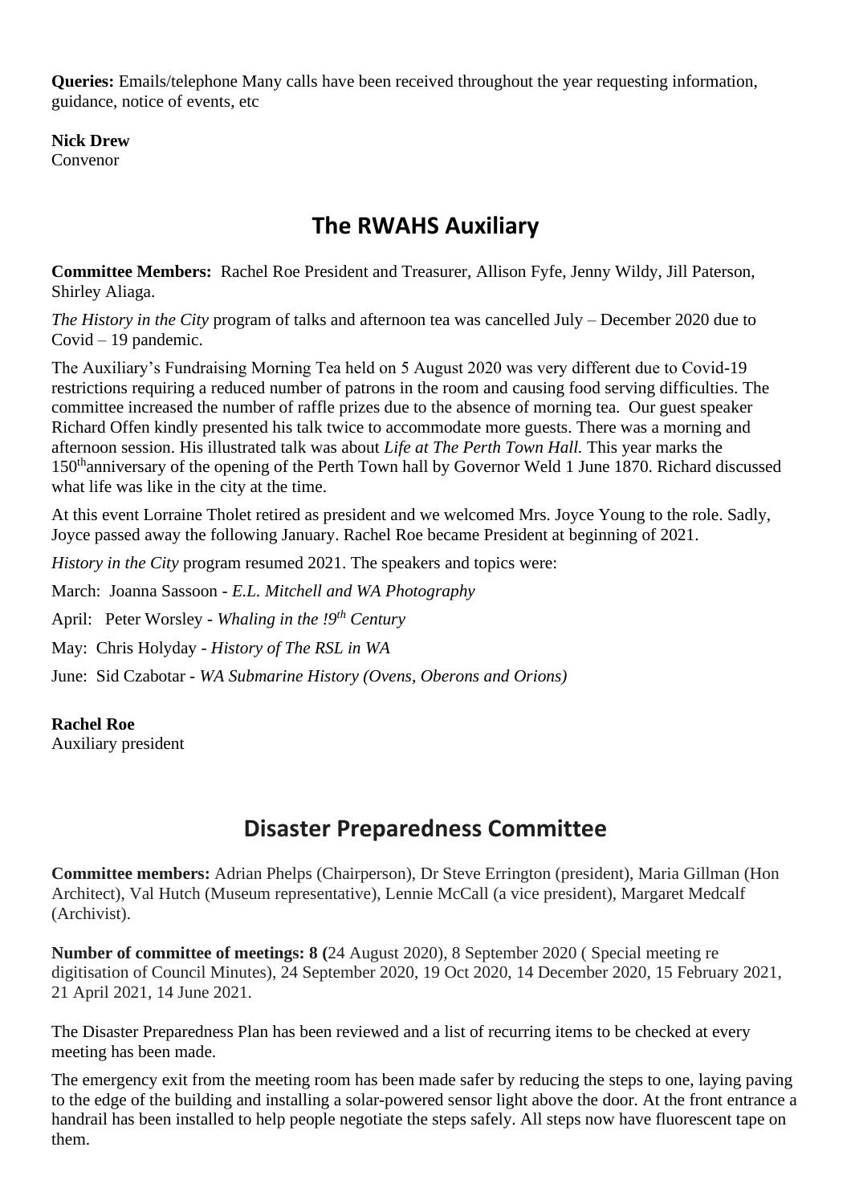**Queries:** Emails/telephone Many calls have been received throughout the year requesting information, guidance, notice of events, etc

**Nick Drew**
Convenor

## The RWAHS Auxiliary

**Committee Members:** Rachel Roe President and Treasurer, Allison Fyfe, Jenny Wildy, Jill Paterson, Shirley Aliaga.

*The History in the City* program of talks and afternoon tea was cancelled July – December 2020 due to Covid – 19 pandemic.

The Auxiliary's Fundraising Morning Tea held on 5 August 2020 was very different due to Covid-19 restrictions requiring a reduced number of patrons in the room and causing food serving difficulties. The committee increased the number of raffle prizes due to the absence of morning tea. Our guest speaker Richard Offen kindly presented his talk twice to accommodate more guests. There was a morning and afternoon session. His illustrated talk was about *Life at The Perth Town Hall.* This year marks the 150th anniversary of the opening of the Perth Town hall by Governor Weld 1 June 1870. Richard discussed what life was like in the city at the time.

At this event Lorraine Tholet retired as president and we welcomed Mrs. Joyce Young to the role. Sadly, Joyce passed away the following January. Rachel Roe became President at beginning of 2021.

*History in the City* program resumed 2021. The speakers and topics were:

March: Joanna Sassoon - *E.L. Mitchell and WA Photography*

April: Peter Worsley - *Whaling in the !9th Century*

May: Chris Holyday - *History of The RSL in WA*

June: Sid Czabotar - *WA Submarine History (Ovens, Oberons and Orions)*

**Rachel Roe**
Auxiliary president

## Disaster Preparedness Committee

**Committee members:** Adrian Phelps (Chairperson), Dr Steve Errington (president), Maria Gillman (Hon Architect), Val Hutch (Museum representative), Lennie McCall (a vice president), Margaret Medcalf (Archivist).

**Number of committee of meetings: 8 (**24 August 2020), 8 September 2020 ( Special meeting re digitisation of Council Minutes), 24 September 2020, 19 Oct 2020, 14 December 2020, 15 February 2021, 21 April 2021, 14 June 2021.

The Disaster Preparedness Plan has been reviewed and a list of recurring items to be checked at every meeting has been made.

The emergency exit from the meeting room has been made safer by reducing the steps to one, laying paving to the edge of the building and installing a solar-powered sensor light above the door. At the front entrance a handrail has been installed to help people negotiate the steps safely. All steps now have fluorescent tape on them.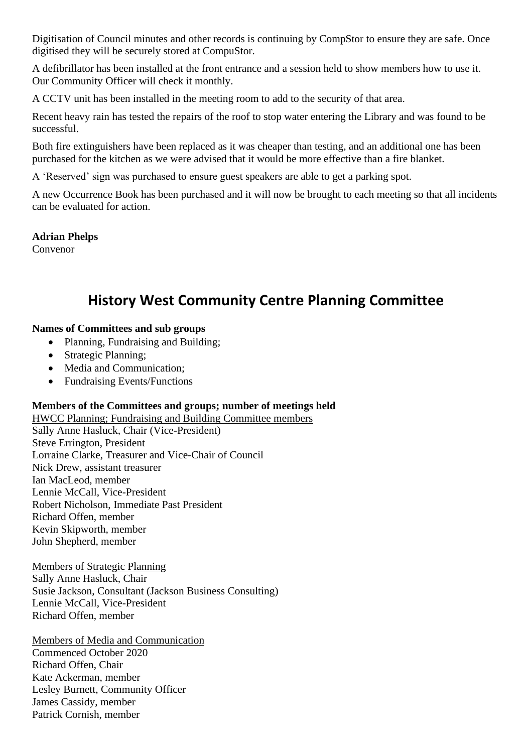Digitisation of Council minutes and other records is continuing by CompStor to ensure they are safe. Once digitised they will be securely stored at CompuStor.

A defibrillator has been installed at the front entrance and a session held to show members how to use it. Our Community Officer will check it monthly.

A CCTV unit has been installed in the meeting room to add to the security of that area.

Recent heavy rain has tested the repairs of the roof to stop water entering the Library and was found to be successful.

Both fire extinguishers have been replaced as it was cheaper than testing, and an additional one has been purchased for the kitchen as we were advised that it would be more effective than a fire blanket.

A 'Reserved' sign was purchased to ensure guest speakers are able to get a parking spot.

A new Occurrence Book has been purchased and it will now be brought to each meeting so that all incidents can be evaluated for action.

**Adrian Phelps**
Convenor

# History West Community Centre Planning Committee

**Names of Committees and sub groups**

- Planning, Fundraising and Building;
- Strategic Planning;
- Media and Communication;
- Fundraising Events/Functions

**Members of the Committees and groups; number of meetings held**

HWCC Planning; Fundraising and Building Committee members
Sally Anne Hasluck, Chair (Vice-President)
Steve Errington, President
Lorraine Clarke, Treasurer and Vice-Chair of Council
Nick Drew, assistant treasurer
Ian MacLeod, member
Lennie McCall, Vice-President
Robert Nicholson, Immediate Past President
Richard Offen, member
Kevin Skipworth, member
John Shepherd, member

Members of Strategic Planning
Sally Anne Hasluck, Chair
Susie Jackson, Consultant (Jackson Business Consulting)
Lennie McCall, Vice-President
Richard Offen, member

Members of Media and Communication
Commenced October 2020
Richard Offen, Chair
Kate Ackerman, member
Lesley Burnett, Community Officer
James Cassidy, member
Patrick Cornish, member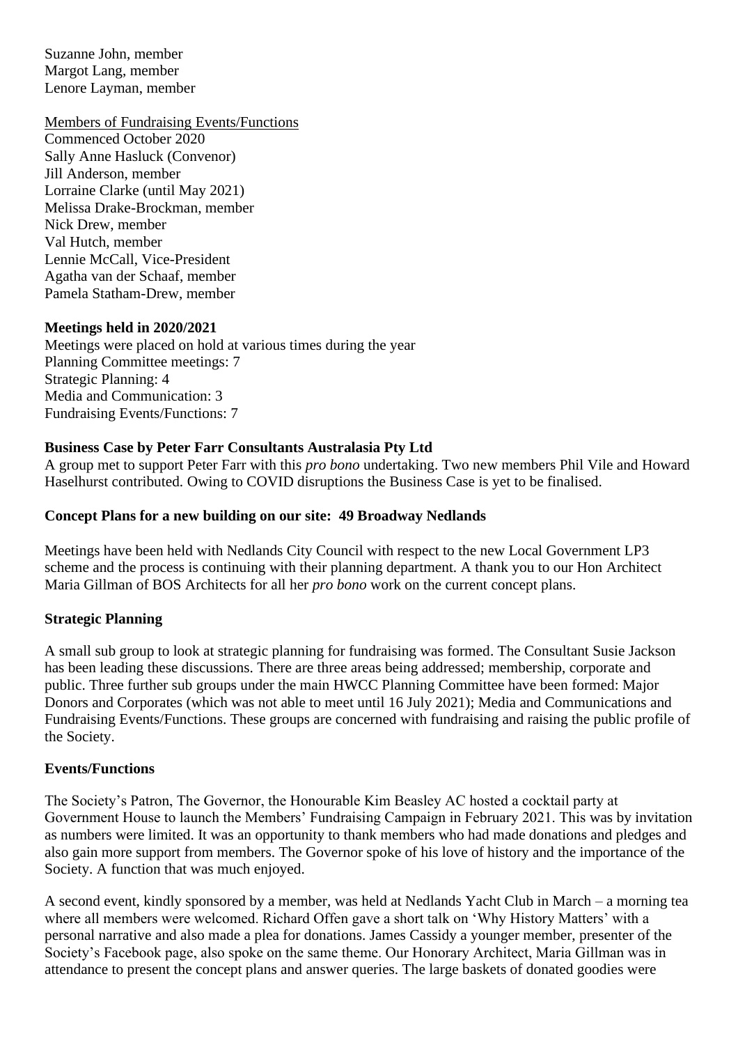Suzanne John, member
Margot Lang, member
Lenore Layman, member

Members of Fundraising Events/Functions
Commenced October 2020
Sally Anne Hasluck (Convenor)
Jill Anderson, member
Lorraine Clarke (until May 2021)
Melissa Drake-Brockman, member
Nick Drew, member
Val Hutch, member
Lennie McCall, Vice-President
Agatha van der Schaaf, member
Pamela Statham-Drew, member

**Meetings held in 2020/2021**
Meetings were placed on hold at various times during the year
Planning Committee meetings: 7
Strategic Planning: 4
Media and Communication: 3
Fundraising Events/Functions: 7

**Business Case by Peter Farr Consultants Australasia Pty Ltd**
A group met to support Peter Farr with this *pro bono* undertaking. Two new members Phil Vile and Howard Haselhurst contributed. Owing to COVID disruptions the Business Case is yet to be finalised.

**Concept Plans for a new building on our site: 49 Broadway Nedlands**

Meetings have been held with Nedlands City Council with respect to the new Local Government LP3 scheme and the process is continuing with their planning department. A thank you to our Hon Architect Maria Gillman of BOS Architects for all her *pro bono* work on the current concept plans.

**Strategic Planning**

A small sub group to look at strategic planning for fundraising was formed. The Consultant Susie Jackson has been leading these discussions. There are three areas being addressed; membership, corporate and public. Three further sub groups under the main HWCC Planning Committee have been formed: Major Donors and Corporates (which was not able to meet until 16 July 2021); Media and Communications and Fundraising Events/Functions. These groups are concerned with fundraising and raising the public profile of the Society.

**Events/Functions**

The Society's Patron, The Governor, the Honourable Kim Beasley AC hosted a cocktail party at Government House to launch the Members' Fundraising Campaign in February 2021. This was by invitation as numbers were limited. It was an opportunity to thank members who had made donations and pledges and also gain more support from members. The Governor spoke of his love of history and the importance of the Society. A function that was much enjoyed.

A second event, kindly sponsored by a member, was held at Nedlands Yacht Club in March – a morning tea where all members were welcomed. Richard Offen gave a short talk on 'Why History Matters' with a personal narrative and also made a plea for donations. James Cassidy a younger member, presenter of the Society's Facebook page, also spoke on the same theme. Our Honorary Architect, Maria Gillman was in attendance to present the concept plans and answer queries. The large baskets of donated goodies were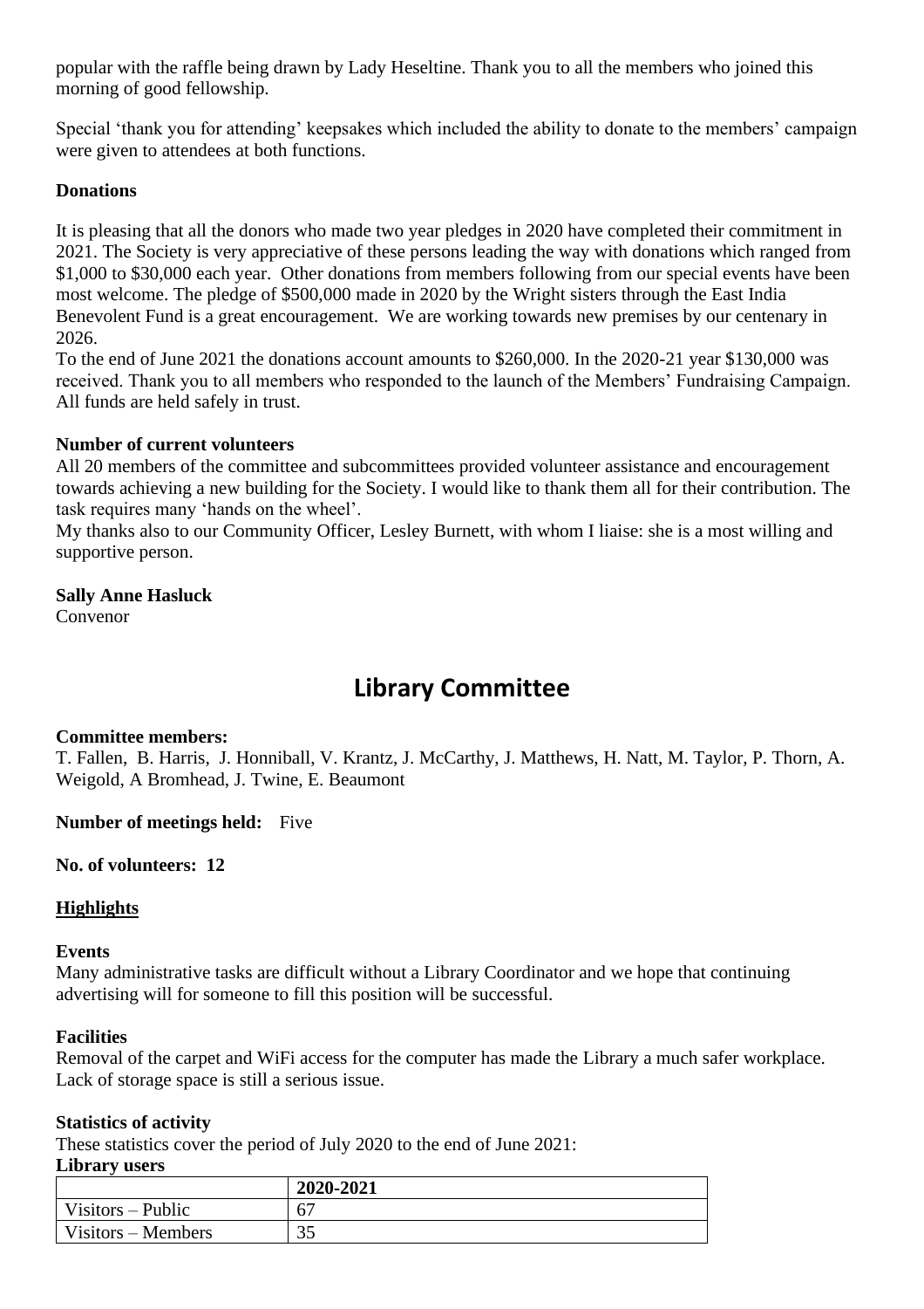popular with the raffle being drawn by Lady Heseltine. Thank you to all the members who joined this morning of good fellowship.

Special 'thank you for attending' keepsakes which included the ability to donate to the members' campaign were given to attendees at both functions.

**Donations**

It is pleasing that all the donors who made two year pledges in 2020 have completed their commitment in 2021. The Society is very appreciative of these persons leading the way with donations which ranged from $1,000 to $30,000 each year. Other donations from members following from our special events have been most welcome. The pledge of $500,000 made in 2020 by the Wright sisters through the East India Benevolent Fund is a great encouragement. We are working towards new premises by our centenary in 2026.

To the end of June 2021 the donations account amounts to $260,000. In the 2020-21 year $130,000 was received. Thank you to all members who responded to the launch of the Members' Fundraising Campaign. All funds are held safely in trust.

**Number of current volunteers**

All 20 members of the committee and subcommittees provided volunteer assistance and encouragement towards achieving a new building for the Society. I would like to thank them all for their contribution. The task requires many 'hands on the wheel'.

My thanks also to our Community Officer, Lesley Burnett, with whom I liaise: she is a most willing and supportive person.

**Sally Anne Hasluck**
Convenor

# Library Committee

**Committee members:**
T. Fallen, B. Harris, J. Honniball, V. Krantz, J. McCarthy, J. Matthews, H. Natt, M. Taylor, P. Thorn, A. Weigold, A Bromhead, J. Twine, E. Beaumont

**Number of meetings held:** Five

**No. of volunteers: 12**

**Highlights**

**Events**

Many administrative tasks are difficult without a Library Coordinator and we hope that continuing advertising will for someone to fill this position will be successful.

**Facilities**

Removal of the carpet and WiFi access for the computer has made the Library a much safer workplace. Lack of storage space is still a serious issue.

**Statistics of activity**

These statistics cover the period of July 2020 to the end of June 2021:

**Library users**

| | 2020-2021 |
|---|---|
| Visitors – Public | 67 |
| Visitors – Members | 35 |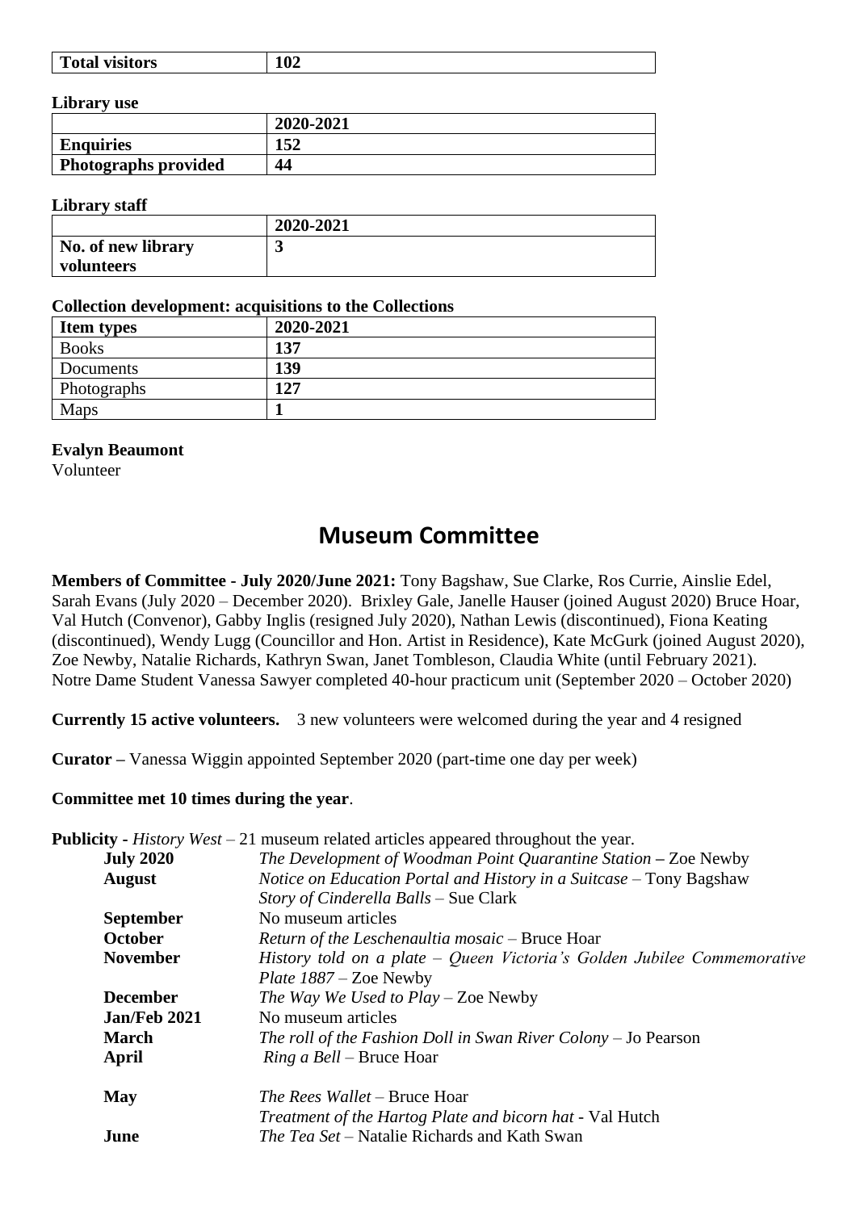| **Total visitors** | **102** |
|---|---|

**Library use**

| | **2020-2021** |
|---|---|
| **Enquiries** | **152** |
| **Photographs provided** | **44** |

**Library staff**

| | **2020-2021** |
|---|---|
| **No. of new library volunteers** | **3** |

**Collection development: acquisitions to the Collections**

| **Item types** | **2020-2021** |
|---|---|
| Books | **137** |
| Documents | **139** |
| Photographs | **127** |
| Maps | **1** |

**Evalyn Beaumont**
Volunteer

## Museum Committee

**Members of Committee - July 2020/June 2021:** Tony Bagshaw, Sue Clarke, Ros Currie, Ainslie Edel, Sarah Evans (July 2020 – December 2020). Brixley Gale, Janelle Hauser (joined August 2020) Bruce Hoar, Val Hutch (Convenor), Gabby Inglis (resigned July 2020), Nathan Lewis (discontinued), Fiona Keating (discontinued), Wendy Lugg (Councillor and Hon. Artist in Residence), Kate McGurk (joined August 2020), Zoe Newby, Natalie Richards, Kathryn Swan, Janet Tombleson, Claudia White (until February 2021). Notre Dame Student Vanessa Sawyer completed 40-hour practicum unit (September 2020 – October 2020)

**Currently 15 active volunteers.** 3 new volunteers were welcomed during the year and 4 resigned

**Curator –** Vanessa Wiggin appointed September 2020 (part-time one day per week)

**Committee met 10 times during the year**.

**Publicity -** *History West* – 21 museum related articles appeared throughout the year.

| | |
|---|---|
| **July 2020** | *The Development of Woodman Point Quarantine Station* **–** Zoe Newby |
| **August** | *Notice on Education Portal and History in a Suitcase* – Tony Bagshaw<br>*Story of Cinderella Balls* – Sue Clark |
| **September** | No museum articles |
| **October** | *Return of the Leschenaultia mosaic* – Bruce Hoar |
| **November** | *History told on a plate – Queen Victoria's Golden Jubilee Commemorative Plate 1887* – Zoe Newby |
| **December** | *The Way We Used to Play* – Zoe Newby |
| **Jan/Feb 2021** | No museum articles |
| **March** | *The roll of the Fashion Doll in Swan River Colony* – Jo Pearson |
| **April** | *Ring a Bell* – Bruce Hoar |
| **May** | *The Rees Wallet* – Bruce Hoar<br>*Treatment of the Hartog Plate and bicorn hat* - Val Hutch |
| **June** | *The Tea Set* – Natalie Richards and Kath Swan |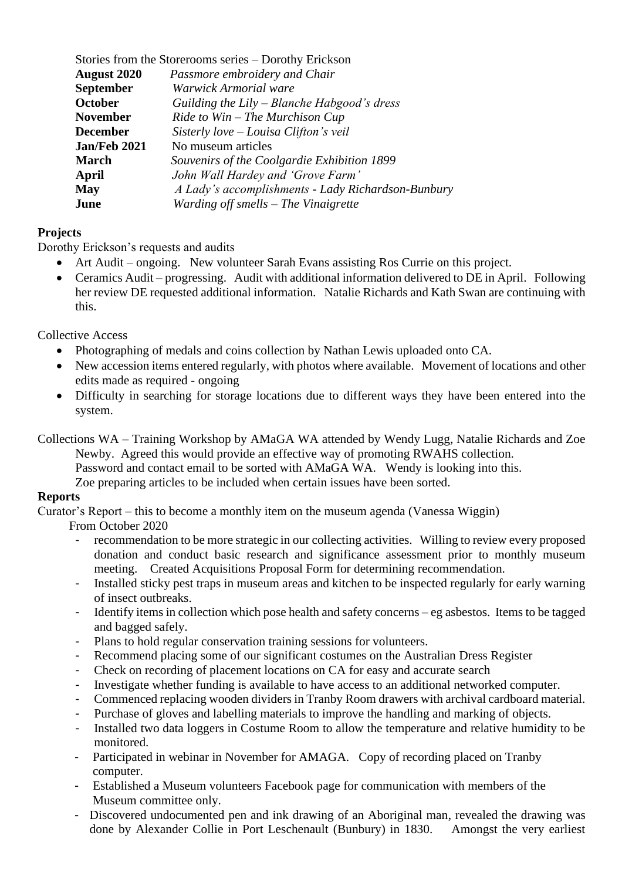Stories from the Storerooms series – Dorothy Erickson

| | |
|---|---|
| **August 2020** | *Passmore embroidery and Chair* |
| **September** | *Warwick Armorial ware* |
| **October** | *Guilding the Lily – Blanche Habgood's dress* |
| **November** | *Ride to Win – The Murchison Cup* |
| **December** | *Sisterly love – Louisa Clifton's veil* |
| **Jan/Feb 2021** | No museum articles |
| **March** | *Souvenirs of the Coolgardie Exhibition 1899* |
| **April** | *John Wall Hardey and 'Grove Farm'* |
| **May** | *A Lady's accomplishments - Lady Richardson-Bunbury* |
| **June** | *Warding off smells – The Vinaigrette* |

**Projects**

Dorothy Erickson's requests and audits

- Art Audit – ongoing. New volunteer Sarah Evans assisting Ros Currie on this project.
- Ceramics Audit – progressing. Audit with additional information delivered to DE in April. Following her review DE requested additional information. Natalie Richards and Kath Swan are continuing with this.

Collective Access

- Photographing of medals and coins collection by Nathan Lewis uploaded onto CA.
- New accession items entered regularly, with photos where available. Movement of locations and other edits made as required - ongoing
- Difficulty in searching for storage locations due to different ways they have been entered into the system.

Collections WA – Training Workshop by AMaGA WA attended by Wendy Lugg, Natalie Richards and Zoe Newby. Agreed this would provide an effective way of promoting RWAHS collection.
Password and contact email to be sorted with AMaGA WA. Wendy is looking into this.
Zoe preparing articles to be included when certain issues have been sorted.

**Reports**

Curator's Report – this to become a monthly item on the museum agenda (Vanessa Wiggin)
From October 2020

- recommendation to be more strategic in our collecting activities. Willing to review every proposed donation and conduct basic research and significance assessment prior to monthly museum meeting. Created Acquisitions Proposal Form for determining recommendation.
- Installed sticky pest traps in museum areas and kitchen to be inspected regularly for early warning of insect outbreaks.
- Identify items in collection which pose health and safety concerns – eg asbestos. Items to be tagged and bagged safely.
- Plans to hold regular conservation training sessions for volunteers.
- Recommend placing some of our significant costumes on the Australian Dress Register
- Check on recording of placement locations on CA for easy and accurate search
- Investigate whether funding is available to have access to an additional networked computer.
- Commenced replacing wooden dividers in Tranby Room drawers with archival cardboard material.
- Purchase of gloves and labelling materials to improve the handling and marking of objects.
- Installed two data loggers in Costume Room to allow the temperature and relative humidity to be monitored.
- Participated in webinar in November for AMAGA. Copy of recording placed on Tranby computer.
- Established a Museum volunteers Facebook page for communication with members of the Museum committee only.
- Discovered undocumented pen and ink drawing of an Aboriginal man, revealed the drawing was done by Alexander Collie in Port Leschenault (Bunbury) in 1830. Amongst the very earliest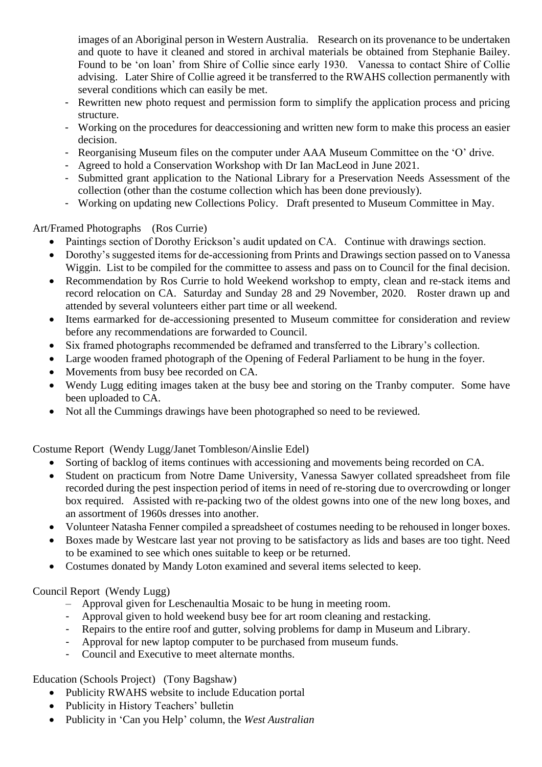images of an Aboriginal person in Western Australia. Research on its provenance to be undertaken and quote to have it cleaned and stored in archival materials be obtained from Stephanie Bailey. Found to be 'on loan' from Shire of Collie since early 1930. Vanessa to contact Shire of Collie advising. Later Shire of Collie agreed it be transferred to the RWAHS collection permanently with several conditions which can easily be met.

- Rewritten new photo request and permission form to simplify the application process and pricing structure.
- Working on the procedures for deaccessioning and written new form to make this process an easier decision.
- Reorganising Museum files on the computer under AAA Museum Committee on the 'O' drive.
- Agreed to hold a Conservation Workshop with Dr Ian MacLeod in June 2021.
- Submitted grant application to the National Library for a Preservation Needs Assessment of the collection (other than the costume collection which has been done previously).
- Working on updating new Collections Policy. Draft presented to Museum Committee in May.

Art/Framed Photographs (Ros Currie)

- Paintings section of Dorothy Erickson's audit updated on CA. Continue with drawings section.
- Dorothy's suggested items for de-accessioning from Prints and Drawings section passed on to Vanessa Wiggin. List to be compiled for the committee to assess and pass on to Council for the final decision.
- Recommendation by Ros Currie to hold Weekend workshop to empty, clean and re-stack items and record relocation on CA. Saturday and Sunday 28 and 29 November, 2020. Roster drawn up and attended by several volunteers either part time or all weekend.
- Items earmarked for de-accessioning presented to Museum committee for consideration and review before any recommendations are forwarded to Council.
- Six framed photographs recommended be deframed and transferred to the Library's collection.
- Large wooden framed photograph of the Opening of Federal Parliament to be hung in the foyer.
- Movements from busy bee recorded on CA.
- Wendy Lugg editing images taken at the busy bee and storing on the Tranby computer. Some have been uploaded to CA.
- Not all the Cummings drawings have been photographed so need to be reviewed.

Costume Report (Wendy Lugg/Janet Tombleson/Ainslie Edel)

- Sorting of backlog of items continues with accessioning and movements being recorded on CA.
- Student on practicum from Notre Dame University, Vanessa Sawyer collated spreadsheet from file recorded during the pest inspection period of items in need of re-storing due to overcrowding or longer box required. Assisted with re-packing two of the oldest gowns into one of the new long boxes, and an assortment of 1960s dresses into another.
- Volunteer Natasha Fenner compiled a spreadsheet of costumes needing to be rehoused in longer boxes.
- Boxes made by Westcare last year not proving to be satisfactory as lids and bases are too tight. Need to be examined to see which ones suitable to keep or be returned.
- Costumes donated by Mandy Loton examined and several items selected to keep.

Council Report (Wendy Lugg)

- Approval given for Leschenaultia Mosaic to be hung in meeting room.
- Approval given to hold weekend busy bee for art room cleaning and restacking.
- Repairs to the entire roof and gutter, solving problems for damp in Museum and Library.
- Approval for new laptop computer to be purchased from museum funds.
- Council and Executive to meet alternate months.

Education (Schools Project) (Tony Bagshaw)

- Publicity RWAHS website to include Education portal
- Publicity in History Teachers' bulletin
- Publicity in 'Can you Help' column, the *West Australian*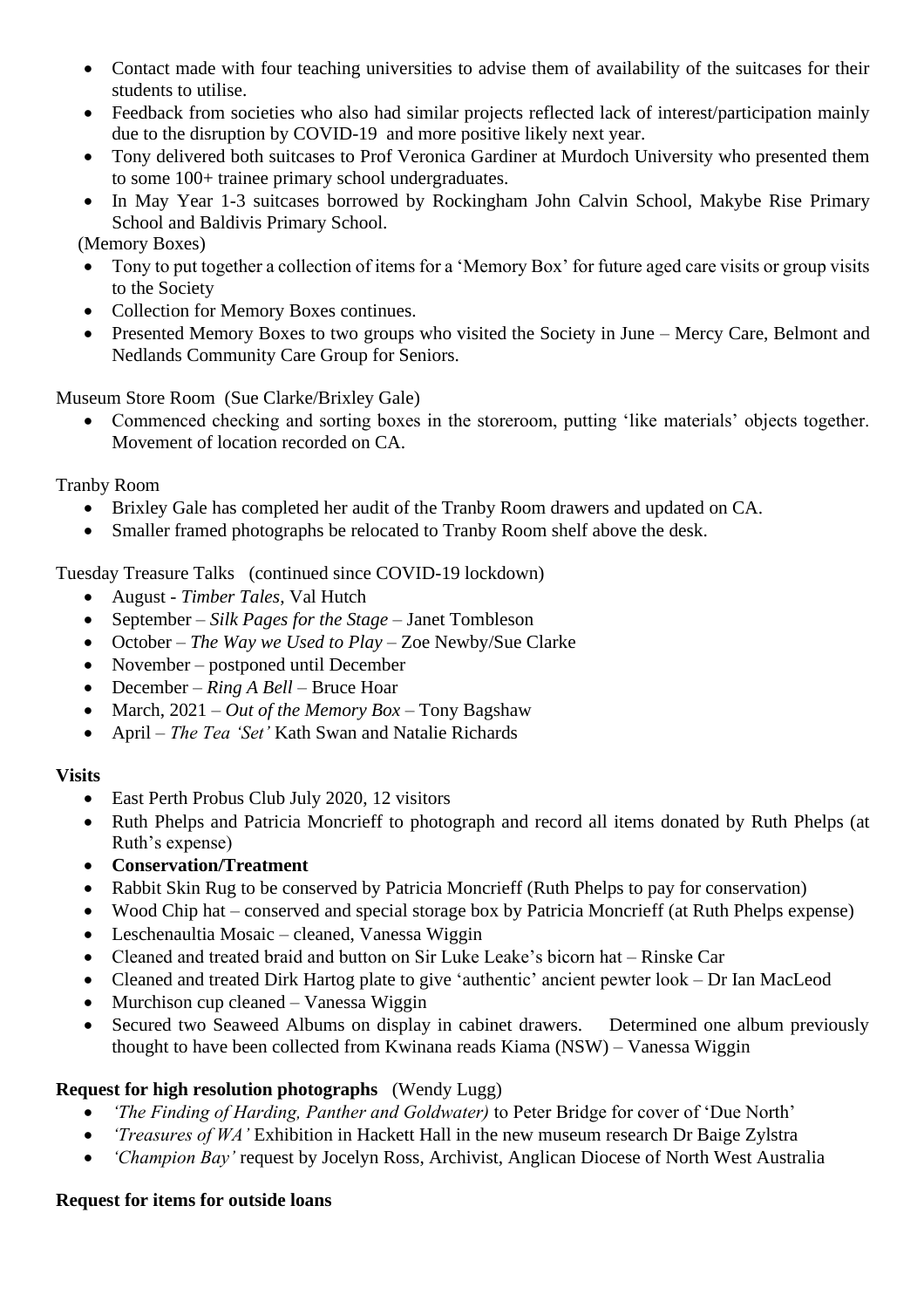- Contact made with four teaching universities to advise them of availability of the suitcases for their students to utilise.
- Feedback from societies who also had similar projects reflected lack of interest/participation mainly due to the disruption by COVID-19 and more positive likely next year.
- Tony delivered both suitcases to Prof Veronica Gardiner at Murdoch University who presented them to some 100+ trainee primary school undergraduates.
- In May Year 1-3 suitcases borrowed by Rockingham John Calvin School, Makybe Rise Primary School and Baldivis Primary School.

(Memory Boxes)

- Tony to put together a collection of items for a 'Memory Box' for future aged care visits or group visits to the Society
- Collection for Memory Boxes continues.
- Presented Memory Boxes to two groups who visited the Society in June – Mercy Care, Belmont and Nedlands Community Care Group for Seniors.

Museum Store Room (Sue Clarke/Brixley Gale)

- Commenced checking and sorting boxes in the storeroom, putting 'like materials' objects together. Movement of location recorded on CA.

Tranby Room

- Brixley Gale has completed her audit of the Tranby Room drawers and updated on CA.
- Smaller framed photographs be relocated to Tranby Room shelf above the desk.

Tuesday Treasure Talks (continued since COVID-19 lockdown)

- August - *Timber Tales*, Val Hutch
- September – *Silk Pages for the Stage* – Janet Tombleson
- October – *The Way we Used to Play* – Zoe Newby/Sue Clarke
- November – postponed until December
- December – *Ring A Bell* – Bruce Hoar
- March, 2021 – *Out of the Memory Box* – Tony Bagshaw
- April – *The Tea 'Set'* Kath Swan and Natalie Richards

**Visits**

- East Perth Probus Club July 2020, 12 visitors
- Ruth Phelps and Patricia Moncrieff to photograph and record all items donated by Ruth Phelps (at Ruth's expense)
- **Conservation/Treatment**
- Rabbit Skin Rug to be conserved by Patricia Moncrieff (Ruth Phelps to pay for conservation)
- Wood Chip hat – conserved and special storage box by Patricia Moncrieff (at Ruth Phelps expense)
- Leschenaultia Mosaic – cleaned, Vanessa Wiggin
- Cleaned and treated braid and button on Sir Luke Leake's bicorn hat – Rinske Car
- Cleaned and treated Dirk Hartog plate to give 'authentic' ancient pewter look – Dr Ian MacLeod
- Murchison cup cleaned – Vanessa Wiggin
- Secured two Seaweed Albums on display in cabinet drawers. Determined one album previously thought to have been collected from Kwinana reads Kiama (NSW) – Vanessa Wiggin

**Request for high resolution photographs** (Wendy Lugg)

- *'The Finding of Harding, Panther and Goldwater)* to Peter Bridge for cover of 'Due North'
- *'Treasures of WA'* Exhibition in Hackett Hall in the new museum research Dr Baige Zylstra
- *'Champion Bay'* request by Jocelyn Ross, Archivist, Anglican Diocese of North West Australia

**Request for items for outside loans**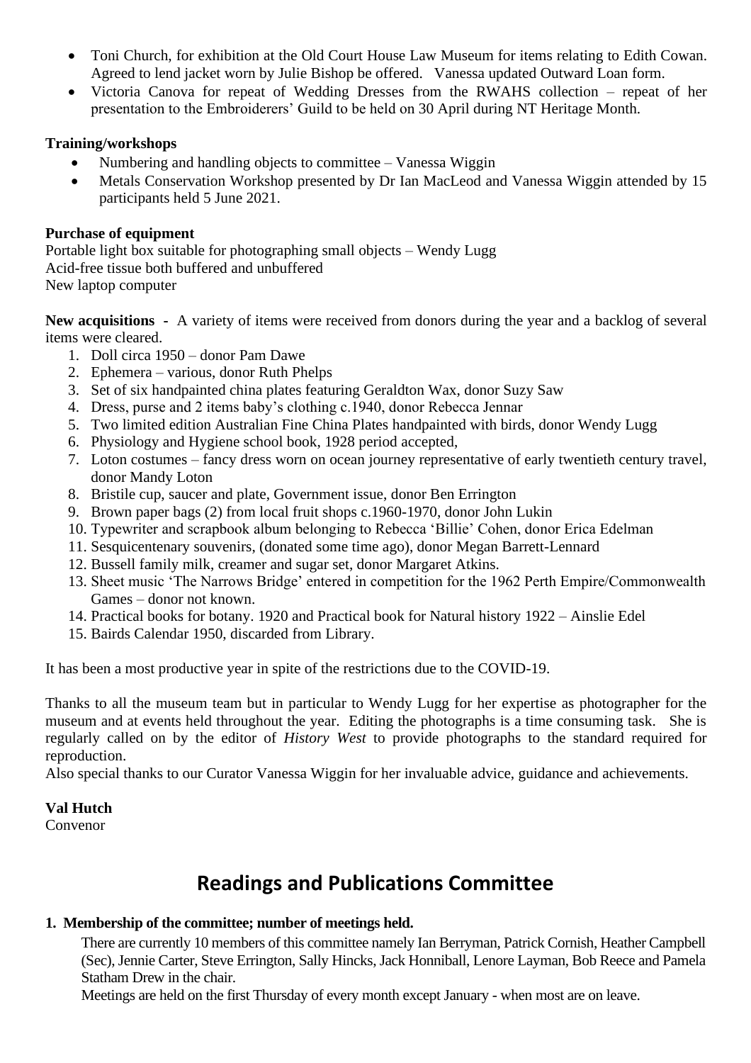- Toni Church, for exhibition at the Old Court House Law Museum for items relating to Edith Cowan. Agreed to lend jacket worn by Julie Bishop be offered. Vanessa updated Outward Loan form.
- Victoria Canova for repeat of Wedding Dresses from the RWAHS collection – repeat of her presentation to the Embroiderers' Guild to be held on 30 April during NT Heritage Month.

**Training/workshops**

- Numbering and handling objects to committee – Vanessa Wiggin
- Metals Conservation Workshop presented by Dr Ian MacLeod and Vanessa Wiggin attended by 15 participants held 5 June 2021.

**Purchase of equipment**

Portable light box suitable for photographing small objects – Wendy Lugg
Acid-free tissue both buffered and unbuffered
New laptop computer

**New acquisitions** - A variety of items were received from donors during the year and a backlog of several items were cleared.

1. Doll circa 1950 – donor Pam Dawe
2. Ephemera – various, donor Ruth Phelps
3. Set of six handpainted china plates featuring Geraldton Wax, donor Suzy Saw
4. Dress, purse and 2 items baby's clothing c.1940, donor Rebecca Jennar
5. Two limited edition Australian Fine China Plates handpainted with birds, donor Wendy Lugg
6. Physiology and Hygiene school book, 1928 period accepted,
7. Loton costumes – fancy dress worn on ocean journey representative of early twentieth century travel, donor Mandy Loton
8. Bristile cup, saucer and plate, Government issue, donor Ben Errington
9. Brown paper bags (2) from local fruit shops c.1960-1970, donor John Lukin
10. Typewriter and scrapbook album belonging to Rebecca 'Billie' Cohen, donor Erica Edelman
11. Sesquicentenary souvenirs, (donated some time ago), donor Megan Barrett-Lennard
12. Bussell family milk, creamer and sugar set, donor Margaret Atkins.
13. Sheet music 'The Narrows Bridge' entered in competition for the 1962 Perth Empire/Commonwealth Games – donor not known.
14. Practical books for botany. 1920 and Practical book for Natural history 1922 – Ainslie Edel
15. Bairds Calendar 1950, discarded from Library.

It has been a most productive year in spite of the restrictions due to the COVID-19.

Thanks to all the museum team but in particular to Wendy Lugg for her expertise as photographer for the museum and at events held throughout the year. Editing the photographs is a time consuming task. She is regularly called on by the editor of *History West* to provide photographs to the standard required for reproduction.
Also special thanks to our Curator Vanessa Wiggin for her invaluable advice, guidance and achievements.

**Val Hutch**
Convenor

# Readings and Publications Committee

**1. Membership of the committee; number of meetings held.**

There are currently 10 members of this committee namely Ian Berryman, Patrick Cornish, Heather Campbell (Sec), Jennie Carter, Steve Errington, Sally Hincks, Jack Honniball, Lenore Layman, Bob Reece and Pamela Statham Drew in the chair.
Meetings are held on the first Thursday of every month except January - when most are on leave.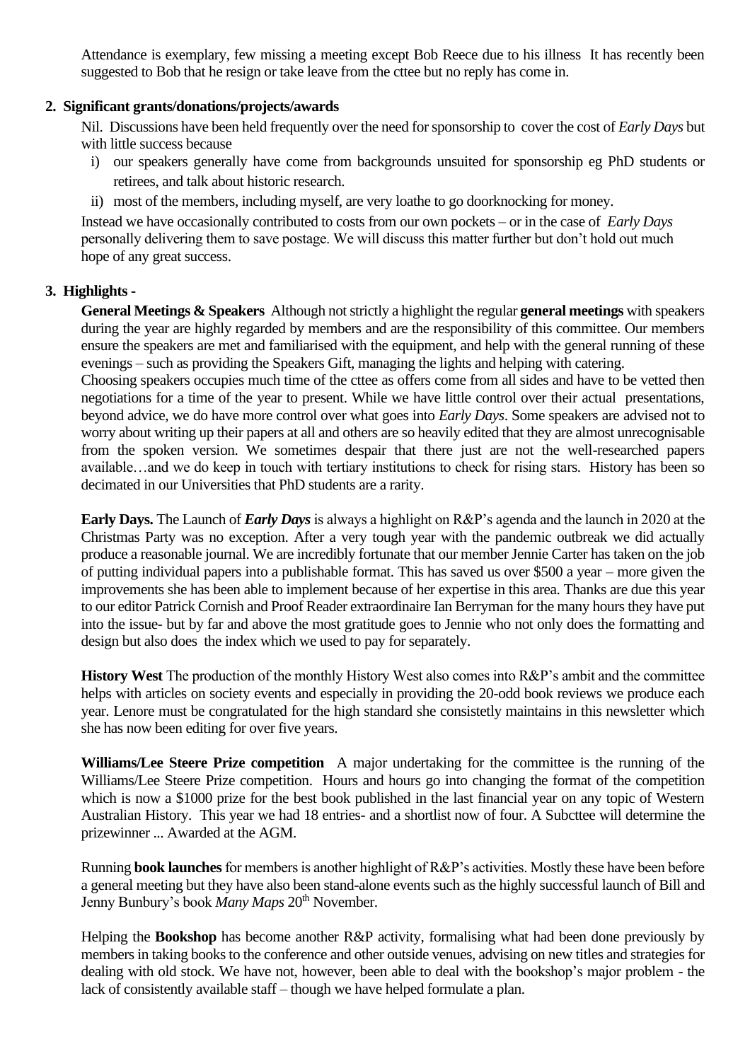Attendance is exemplary, few missing a meeting except Bob Reece due to his illness  It has recently been suggested to Bob that he resign or take leave from the cttee but no reply has come in.

**2. Significant grants/donations/projects/awards**

Nil.  Discussions have been held frequently over the need for sponsorship to  cover the cost of *Early Days* but with little success because

i) our speakers generally have come from backgrounds unsuited for sponsorship eg PhD students or retirees, and talk about historic research.

ii) most of the members, including myself, are very loathe to go doorknocking for money.

Instead we have occasionally contributed to costs from our own pockets – or in the case of  *Early Days* personally delivering them to save postage. We will discuss this matter further but don't hold out much hope of any great success.

**3. Highlights -**

**General Meetings & Speakers**  Although not strictly a highlight the regular **general meetings** with speakers during the year are highly regarded by members and are the responsibility of this committee. Our members ensure the speakers are met and familiarised with the equipment, and help with the general running of these evenings – such as providing the Speakers Gift, managing the lights and helping with catering.
Choosing speakers occupies much time of the cttee as offers come from all sides and have to be vetted then negotiations for a time of the year to present. While we have little control over their actual  presentations, beyond advice, we do have more control over what goes into *Early Days*. Some speakers are advised not to worry about writing up their papers at all and others are so heavily edited that they are almost unrecognisable from the spoken version. We sometimes despair that there just are not the well-researched papers available…and we do keep in touch with tertiary institutions to check for rising stars.  History has been so decimated in our Universities that PhD students are a rarity.

**Early Days.** The Launch of ***Early Days*** is always a highlight on R&P's agenda and the launch in 2020 at the Christmas Party was no exception. After a very tough year with the pandemic outbreak we did actually produce a reasonable journal. We are incredibly fortunate that our member Jennie Carter has taken on the job of putting individual papers into a publishable format. This has saved us over $500 a year – more given the improvements she has been able to implement because of her expertise in this area. Thanks are due this year to our editor Patrick Cornish and Proof Reader extraordinaire Ian Berryman for the many hours they have put into the issue- but by far and above the most gratitude goes to Jennie who not only does the formatting and design but also does  the index which we used to pay for separately.

**History West** The production of the monthly History West also comes into R&P's ambit and the committee helps with articles on society events and especially in providing the 20-odd book reviews we produce each year. Lenore must be congratulated for the high standard she consistetly maintains in this newsletter which she has now been editing for over five years.

**Williams/Lee Steere Prize competition**   A major undertaking for the committee is the running of the Williams/Lee Steere Prize competition.  Hours and hours go into changing the format of the competition which is now a $1000 prize for the best book published in the last financial year on any topic of Western Australian History.  This year we had 18 entries- and a shortlist now of four. A Subcttee will determine the prizewinner ... Awarded at the AGM.

Running **book launches** for members is another highlight of R&P's activities. Mostly these have been before a general meeting but they have also been stand-alone events such as the highly successful launch of Bill and Jenny Bunbury's book *Many Maps* 20th November.

Helping the **Bookshop** has become another R&P activity, formalising what had been done previously by members in taking books to the conference and other outside venues, advising on new titles and strategies for dealing with old stock. We have not, however, been able to deal with the bookshop's major problem - the lack of consistently available staff – though we have helped formulate a plan.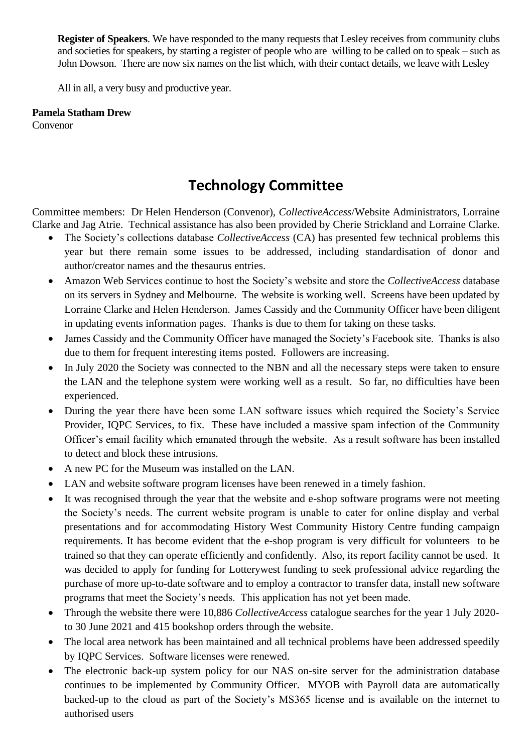**Register of Speakers**. We have responded to the many requests that Lesley receives from community clubs and societies for speakers, by starting a register of people who are willing to be called on to speak – such as John Dowson. There are now six names on the list which, with their contact details, we leave with Lesley

All in all, a very busy and productive year.

**Pamela Statham Drew**
Convenor

## Technology Committee

Committee members: Dr Helen Henderson (Convenor), *CollectiveAccess*/Website Administrators, Lorraine Clarke and Jag Atrie. Technical assistance has also been provided by Cherie Strickland and Lorraine Clarke.

- The Society's collections database *CollectiveAccess* (CA) has presented few technical problems this year but there remain some issues to be addressed, including standardisation of donor and author/creator names and the thesaurus entries.
- Amazon Web Services continue to host the Society's website and store the *CollectiveAccess* database on its servers in Sydney and Melbourne. The website is working well. Screens have been updated by Lorraine Clarke and Helen Henderson. James Cassidy and the Community Officer have been diligent in updating events information pages. Thanks is due to them for taking on these tasks.
- James Cassidy and the Community Officer have managed the Society's Facebook site. Thanks is also due to them for frequent interesting items posted. Followers are increasing.
- In July 2020 the Society was connected to the NBN and all the necessary steps were taken to ensure the LAN and the telephone system were working well as a result. So far, no difficulties have been experienced.
- During the year there have been some LAN software issues which required the Society's Service Provider, IQPC Services, to fix. These have included a massive spam infection of the Community Officer's email facility which emanated through the website. As a result software has been installed to detect and block these intrusions.
- A new PC for the Museum was installed on the LAN.
- LAN and website software program licenses have been renewed in a timely fashion.
- It was recognised through the year that the website and e-shop software programs were not meeting the Society's needs. The current website program is unable to cater for online display and verbal presentations and for accommodating History West Community History Centre funding campaign requirements. It has become evident that the e-shop program is very difficult for volunteers to be trained so that they can operate efficiently and confidently. Also, its report facility cannot be used. It was decided to apply for funding for Lotterywest funding to seek professional advice regarding the purchase of more up-to-date software and to employ a contractor to transfer data, install new software programs that meet the Society's needs. This application has not yet been made.
- Through the website there were 10,886 *CollectiveAccess* catalogue searches for the year 1 July 2020-to 30 June 2021 and 415 bookshop orders through the website.
- The local area network has been maintained and all technical problems have been addressed speedily by IQPC Services. Software licenses were renewed.
- The electronic back-up system policy for our NAS on-site server for the administration database continues to be implemented by Community Officer. MYOB with Payroll data are automatically backed-up to the cloud as part of the Society's MS365 license and is available on the internet to authorised users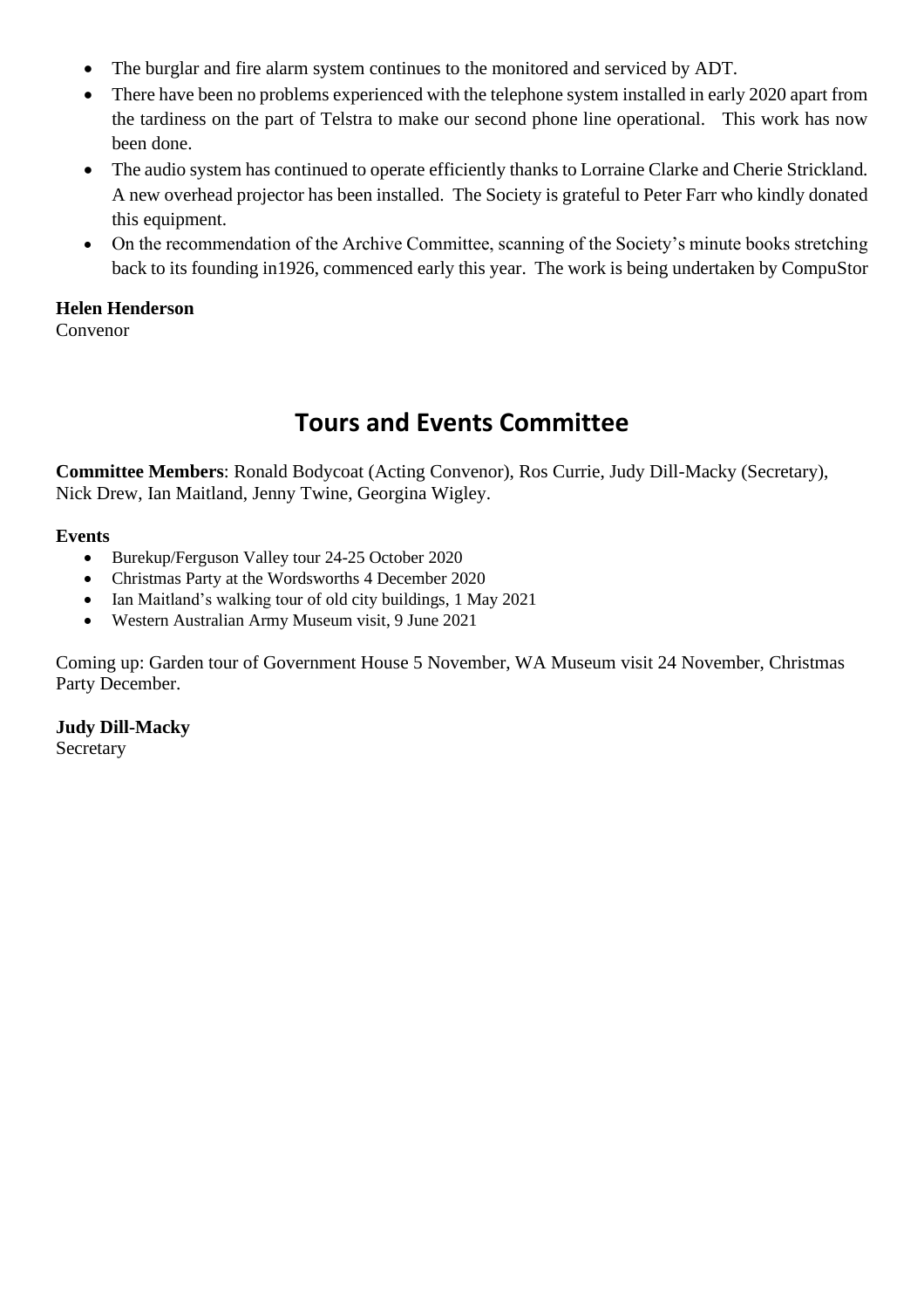- The burglar and fire alarm system continues to the monitored and serviced by ADT.
- There have been no problems experienced with the telephone system installed in early 2020 apart from the tardiness on the part of Telstra to make our second phone line operational. This work has now been done.
- The audio system has continued to operate efficiently thanks to Lorraine Clarke and Cherie Strickland. A new overhead projector has been installed. The Society is grateful to Peter Farr who kindly donated this equipment.
- On the recommendation of the Archive Committee, scanning of the Society's minute books stretching back to its founding in1926, commenced early this year. The work is being undertaken by CompuStor

**Helen Henderson**
Convenor

## Tours and Events Committee

**Committee Members**: Ronald Bodycoat (Acting Convenor), Ros Currie, Judy Dill-Macky (Secretary), Nick Drew, Ian Maitland, Jenny Twine, Georgina Wigley.

**Events**

- Burekup/Ferguson Valley tour 24-25 October 2020
- Christmas Party at the Wordsworths 4 December 2020
- Ian Maitland's walking tour of old city buildings, 1 May 2021
- Western Australian Army Museum visit, 9 June 2021

Coming up: Garden tour of Government House 5 November, WA Museum visit 24 November, Christmas Party December.

**Judy Dill-Macky**
Secretary